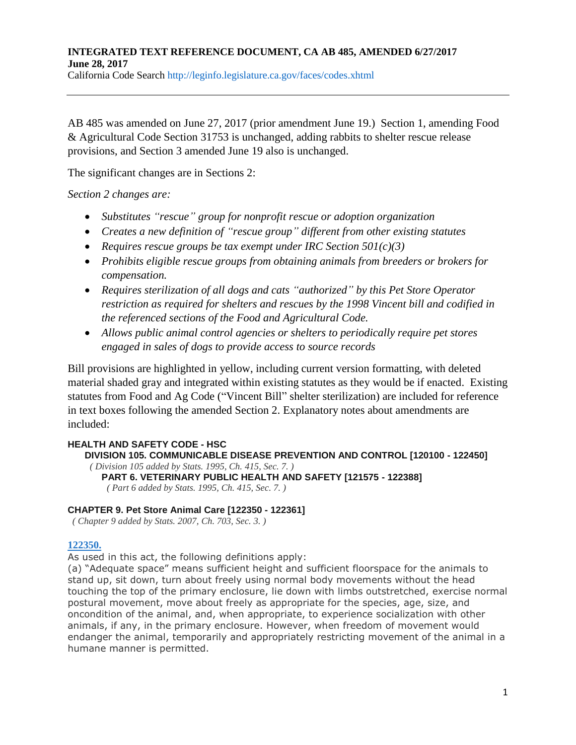**INTEGRATED TEXT REFERENCE DOCUMENT, CA AB 485, AMENDED 6/27/2017**
**June 28, 2017**
California Code Search http://leginfo.legislature.ca.gov/faces/codes.xhtml

---

AB 485 was amended on June 27, 2017 (prior amendment June 19.) Section 1, amending Food & Agricultural Code Section 31753 is unchanged, adding rabbits to shelter rescue release provisions, and Section 3 amended June 19 also is unchanged.

The significant changes are in Sections 2:

*Section 2 changes are:*

- *Substitutes "rescue" group for nonprofit rescue or adoption organization*
- *Creates a new definition of "rescue group" different from other existing statutes*
- *Requires rescue groups be tax exempt under IRC Section 501(c)(3)*
- *Prohibits eligible rescue groups from obtaining animals from breeders or brokers for compensation.*
- *Requires sterilization of all dogs and cats "authorized" by this Pet Store Operator restriction as required for shelters and rescues by the 1998 Vincent bill and codified in the referenced sections of the Food and Agricultural Code.*
- *Allows public animal control agencies or shelters to periodically require pet stores engaged in sales of dogs to provide access to source records*

Bill provisions are highlighted in yellow, including current version formatting, with deleted material shaded gray and integrated within existing statutes as they would be if enacted. Existing statutes from Food and Ag Code ("Vincent Bill" shelter sterilization) are included for reference in text boxes following the amended Section 2. Explanatory notes about amendments are included:

**HEALTH AND SAFETY CODE - HSC**
**DIVISION 105. COMMUNICABLE DISEASE PREVENTION AND CONTROL [120100 - 122450]**
*( Division 105 added by Stats. 1995, Ch. 415, Sec. 7. )*
**PART 6. VETERINARY PUBLIC HEALTH AND SAFETY [121575 - 122388]**
*( Part 6 added by Stats. 1995, Ch. 415, Sec. 7. )*

**CHAPTER 9. Pet Store Animal Care [122350 - 122361]**
*( Chapter 9 added by Stats. 2007, Ch. 703, Sec. 3. )*

**122350.**
As used in this act, the following definitions apply:
(a) "Adequate space" means sufficient height and sufficient floorspace for the animals to stand up, sit down, turn about freely using normal body movements without the head touching the top of the primary enclosure, lie down with limbs outstretched, exercise normal postural movement, move about freely as appropriate for the species, age, size, and oncondition of the animal, and, when appropriate, to experience socialization with other animals, if any, in the primary enclosure. However, when freedom of movement would endanger the animal, temporarily and appropriately restricting movement of the animal in a humane manner is permitted.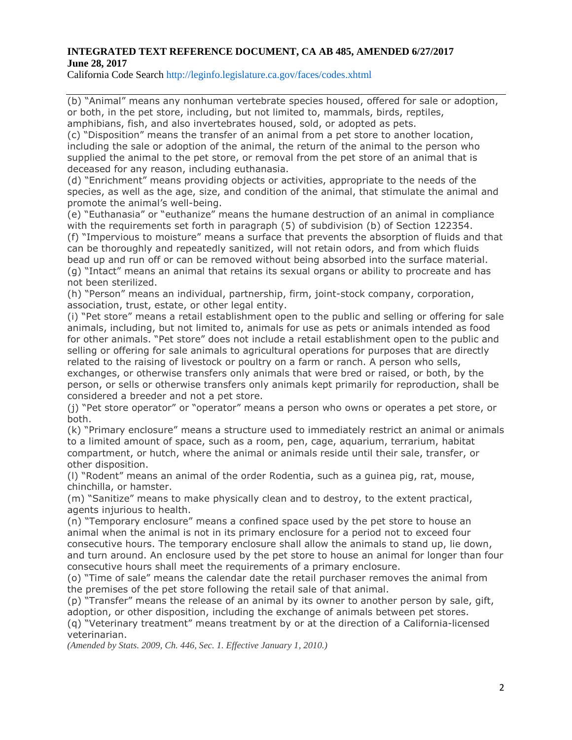(b) "Animal" means any nonhuman vertebrate species housed, offered for sale or adoption, or both, in the pet store, including, but not limited to, mammals, birds, reptiles, amphibians, fish, and also invertebrates housed, sold, or adopted as pets.

(c) "Disposition" means the transfer of an animal from a pet store to another location, including the sale or adoption of the animal, the return of the animal to the person who supplied the animal to the pet store, or removal from the pet store of an animal that is deceased for any reason, including euthanasia.

(d) "Enrichment" means providing objects or activities, appropriate to the needs of the species, as well as the age, size, and condition of the animal, that stimulate the animal and promote the animal's well-being.

(e) "Euthanasia" or "euthanize" means the humane destruction of an animal in compliance with the requirements set forth in paragraph (5) of subdivision (b) of Section 122354.

(f) "Impervious to moisture" means a surface that prevents the absorption of fluids and that can be thoroughly and repeatedly sanitized, will not retain odors, and from which fluids bead up and run off or can be removed without being absorbed into the surface material.

(g) "Intact" means an animal that retains its sexual organs or ability to procreate and has not been sterilized.

(h) "Person" means an individual, partnership, firm, joint-stock company, corporation, association, trust, estate, or other legal entity.

(i) "Pet store" means a retail establishment open to the public and selling or offering for sale animals, including, but not limited to, animals for use as pets or animals intended as food for other animals. "Pet store" does not include a retail establishment open to the public and selling or offering for sale animals to agricultural operations for purposes that are directly related to the raising of livestock or poultry on a farm or ranch. A person who sells, exchanges, or otherwise transfers only animals that were bred or raised, or both, by the person, or sells or otherwise transfers only animals kept primarily for reproduction, shall be considered a breeder and not a pet store.

(j) "Pet store operator" or "operator" means a person who owns or operates a pet store, or both.

(k) "Primary enclosure" means a structure used to immediately restrict an animal or animals to a limited amount of space, such as a room, pen, cage, aquarium, terrarium, habitat compartment, or hutch, where the animal or animals reside until their sale, transfer, or other disposition.

(l) "Rodent" means an animal of the order Rodentia, such as a guinea pig, rat, mouse, chinchilla, or hamster.

(m) "Sanitize" means to make physically clean and to destroy, to the extent practical, agents injurious to health.

(n) "Temporary enclosure" means a confined space used by the pet store to house an animal when the animal is not in its primary enclosure for a period not to exceed four consecutive hours. The temporary enclosure shall allow the animals to stand up, lie down, and turn around. An enclosure used by the pet store to house an animal for longer than four consecutive hours shall meet the requirements of a primary enclosure.

(o) "Time of sale" means the calendar date the retail purchaser removes the animal from the premises of the pet store following the retail sale of that animal.

(p) "Transfer" means the release of an animal by its owner to another person by sale, gift, adoption, or other disposition, including the exchange of animals between pet stores.

(q) "Veterinary treatment" means treatment by or at the direction of a California-licensed veterinarian.

*(Amended by Stats. 2009, Ch. 446, Sec. 1. Effective January 1, 2010.)*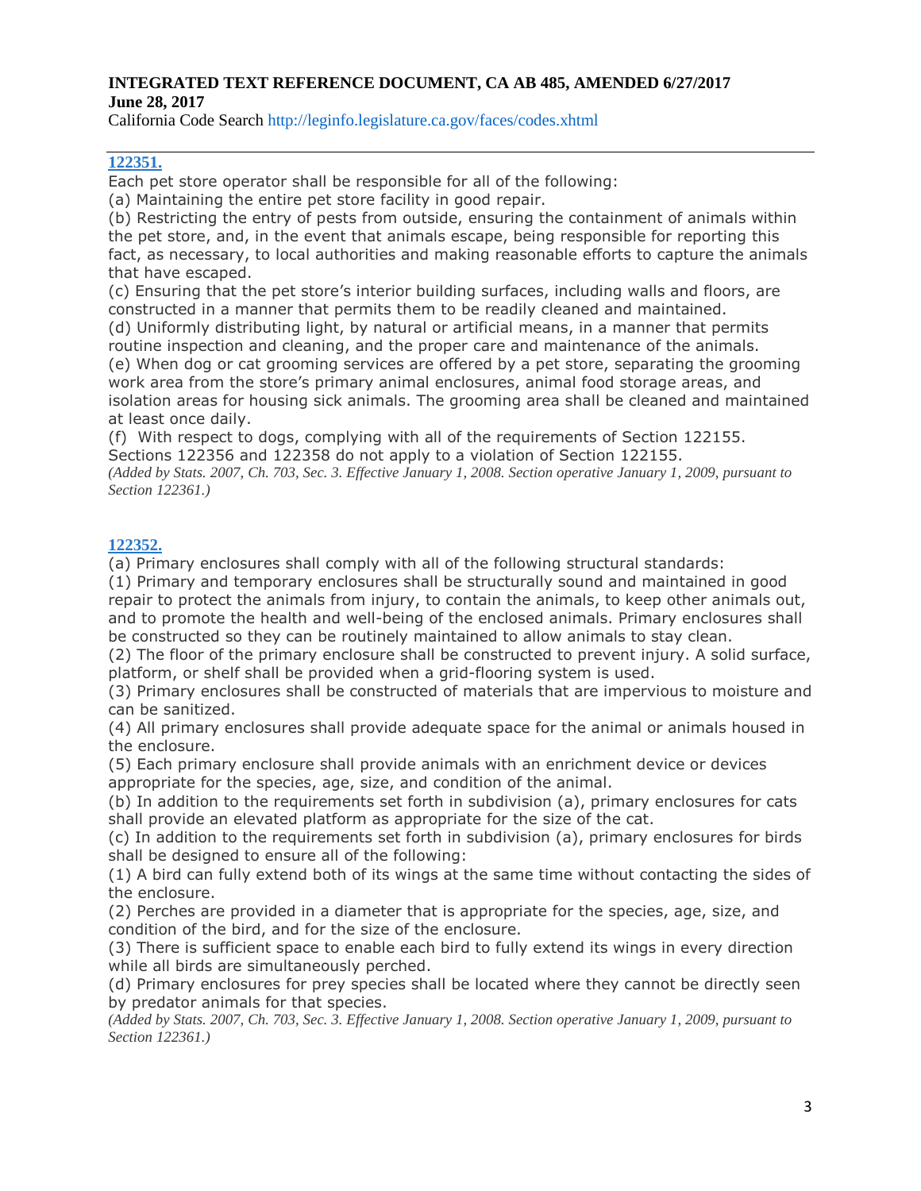**INTEGRATED TEXT REFERENCE DOCUMENT, CA AB 485, AMENDED 6/27/2017**
**June 28, 2017**
California Code Search http://leginfo.legislature.ca.gov/faces/codes.xhtml

---

### 122351.

Each pet store operator shall be responsible for all of the following:

(a) Maintaining the entire pet store facility in good repair.

(b) Restricting the entry of pests from outside, ensuring the containment of animals within the pet store, and, in the event that animals escape, being responsible for reporting this fact, as necessary, to local authorities and making reasonable efforts to capture the animals that have escaped.

(c) Ensuring that the pet store's interior building surfaces, including walls and floors, are constructed in a manner that permits them to be readily cleaned and maintained.

(d) Uniformly distributing light, by natural or artificial means, in a manner that permits routine inspection and cleaning, and the proper care and maintenance of the animals.

(e) When dog or cat grooming services are offered by a pet store, separating the grooming work area from the store's primary animal enclosures, animal food storage areas, and isolation areas for housing sick animals. The grooming area shall be cleaned and maintained at least once daily.

(f) With respect to dogs, complying with all of the requirements of Section 122155. Sections 122356 and 122358 do not apply to a violation of Section 122155.

*(Added by Stats. 2007, Ch. 703, Sec. 3. Effective January 1, 2008. Section operative January 1, 2009, pursuant to Section 122361.)*

### 122352.

(a) Primary enclosures shall comply with all of the following structural standards:

(1) Primary and temporary enclosures shall be structurally sound and maintained in good repair to protect the animals from injury, to contain the animals, to keep other animals out, and to promote the health and well-being of the enclosed animals. Primary enclosures shall be constructed so they can be routinely maintained to allow animals to stay clean.

(2) The floor of the primary enclosure shall be constructed to prevent injury. A solid surface, platform, or shelf shall be provided when a grid-flooring system is used.

(3) Primary enclosures shall be constructed of materials that are impervious to moisture and can be sanitized.

(4) All primary enclosures shall provide adequate space for the animal or animals housed in the enclosure.

(5) Each primary enclosure shall provide animals with an enrichment device or devices appropriate for the species, age, size, and condition of the animal.

(b) In addition to the requirements set forth in subdivision (a), primary enclosures for cats shall provide an elevated platform as appropriate for the size of the cat.

(c) In addition to the requirements set forth in subdivision (a), primary enclosures for birds shall be designed to ensure all of the following:

(1) A bird can fully extend both of its wings at the same time without contacting the sides of the enclosure.

(2) Perches are provided in a diameter that is appropriate for the species, age, size, and condition of the bird, and for the size of the enclosure.

(3) There is sufficient space to enable each bird to fully extend its wings in every direction while all birds are simultaneously perched.

(d) Primary enclosures for prey species shall be located where they cannot be directly seen by predator animals for that species.

*(Added by Stats. 2007, Ch. 703, Sec. 3. Effective January 1, 2008. Section operative January 1, 2009, pursuant to Section 122361.)*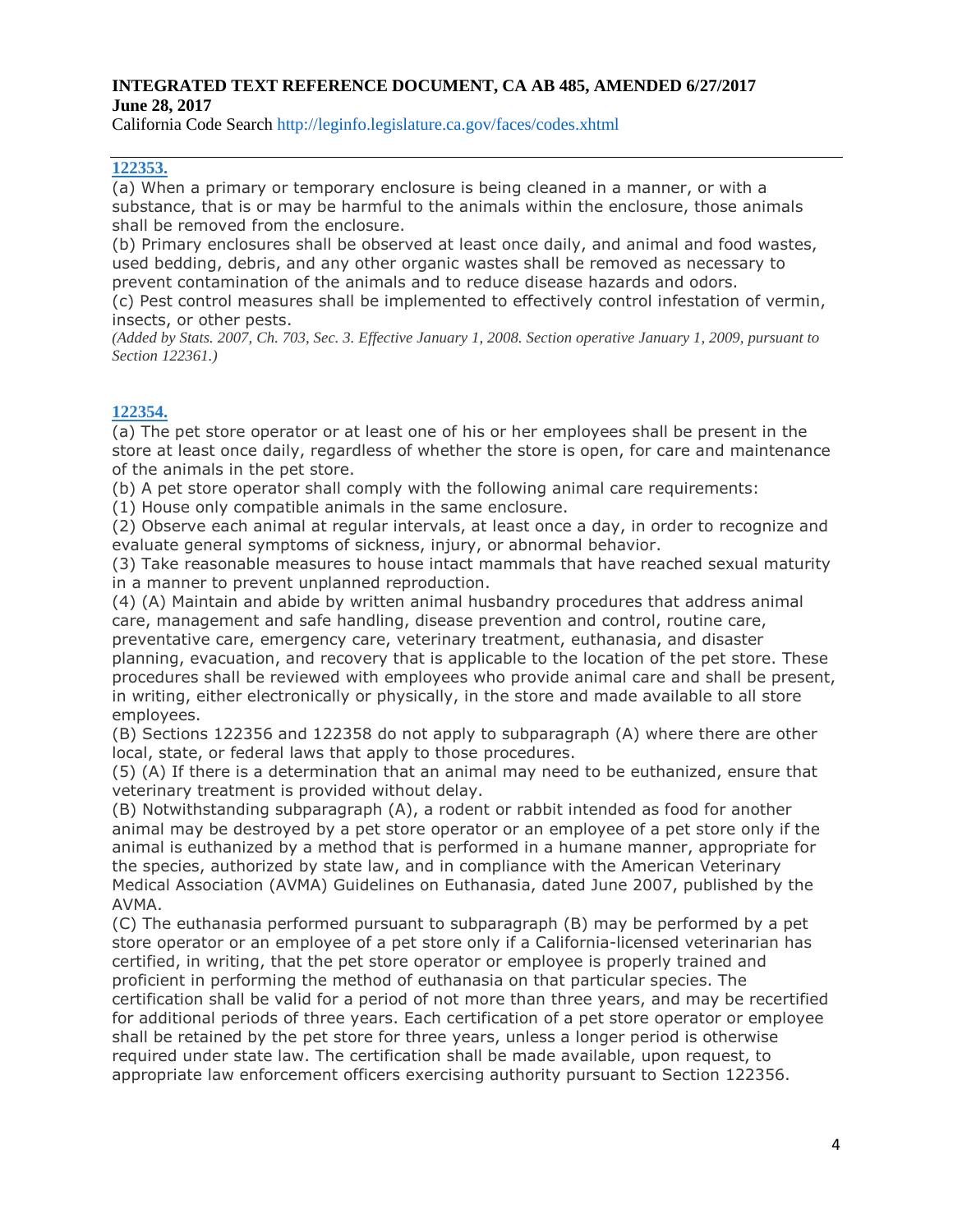**INTEGRATED TEXT REFERENCE DOCUMENT, CA AB 485, AMENDED 6/27/2017**
**June 28, 2017**
California Code Search http://leginfo.legislature.ca.gov/faces/codes.xhtml

---

### 122353.

(a) When a primary or temporary enclosure is being cleaned in a manner, or with a substance, that is or may be harmful to the animals within the enclosure, those animals shall be removed from the enclosure.
(b) Primary enclosures shall be observed at least once daily, and animal and food wastes, used bedding, debris, and any other organic wastes shall be removed as necessary to prevent contamination of the animals and to reduce disease hazards and odors.
(c) Pest control measures shall be implemented to effectively control infestation of vermin, insects, or other pests.
*(Added by Stats. 2007, Ch. 703, Sec. 3. Effective January 1, 2008. Section operative January 1, 2009, pursuant to Section 122361.)*

### 122354.

(a) The pet store operator or at least one of his or her employees shall be present in the store at least once daily, regardless of whether the store is open, for care and maintenance of the animals in the pet store.
(b) A pet store operator shall comply with the following animal care requirements:
(1) House only compatible animals in the same enclosure.
(2) Observe each animal at regular intervals, at least once a day, in order to recognize and evaluate general symptoms of sickness, injury, or abnormal behavior.
(3) Take reasonable measures to house intact mammals that have reached sexual maturity in a manner to prevent unplanned reproduction.
(4) (A) Maintain and abide by written animal husbandry procedures that address animal care, management and safe handling, disease prevention and control, routine care, preventative care, emergency care, veterinary treatment, euthanasia, and disaster planning, evacuation, and recovery that is applicable to the location of the pet store. These procedures shall be reviewed with employees who provide animal care and shall be present, in writing, either electronically or physically, in the store and made available to all store employees.
(B) Sections 122356 and 122358 do not apply to subparagraph (A) where there are other local, state, or federal laws that apply to those procedures.
(5) (A) If there is a determination that an animal may need to be euthanized, ensure that veterinary treatment is provided without delay.
(B) Notwithstanding subparagraph (A), a rodent or rabbit intended as food for another animal may be destroyed by a pet store operator or an employee of a pet store only if the animal is euthanized by a method that is performed in a humane manner, appropriate for the species, authorized by state law, and in compliance with the American Veterinary Medical Association (AVMA) Guidelines on Euthanasia, dated June 2007, published by the AVMA.
(C) The euthanasia performed pursuant to subparagraph (B) may be performed by a pet store operator or an employee of a pet store only if a California-licensed veterinarian has certified, in writing, that the pet store operator or employee is properly trained and proficient in performing the method of euthanasia on that particular species. The certification shall be valid for a period of not more than three years, and may be recertified for additional periods of three years. Each certification of a pet store operator or employee shall be retained by the pet store for three years, unless a longer period is otherwise required under state law. The certification shall be made available, upon request, to appropriate law enforcement officers exercising authority pursuant to Section 122356.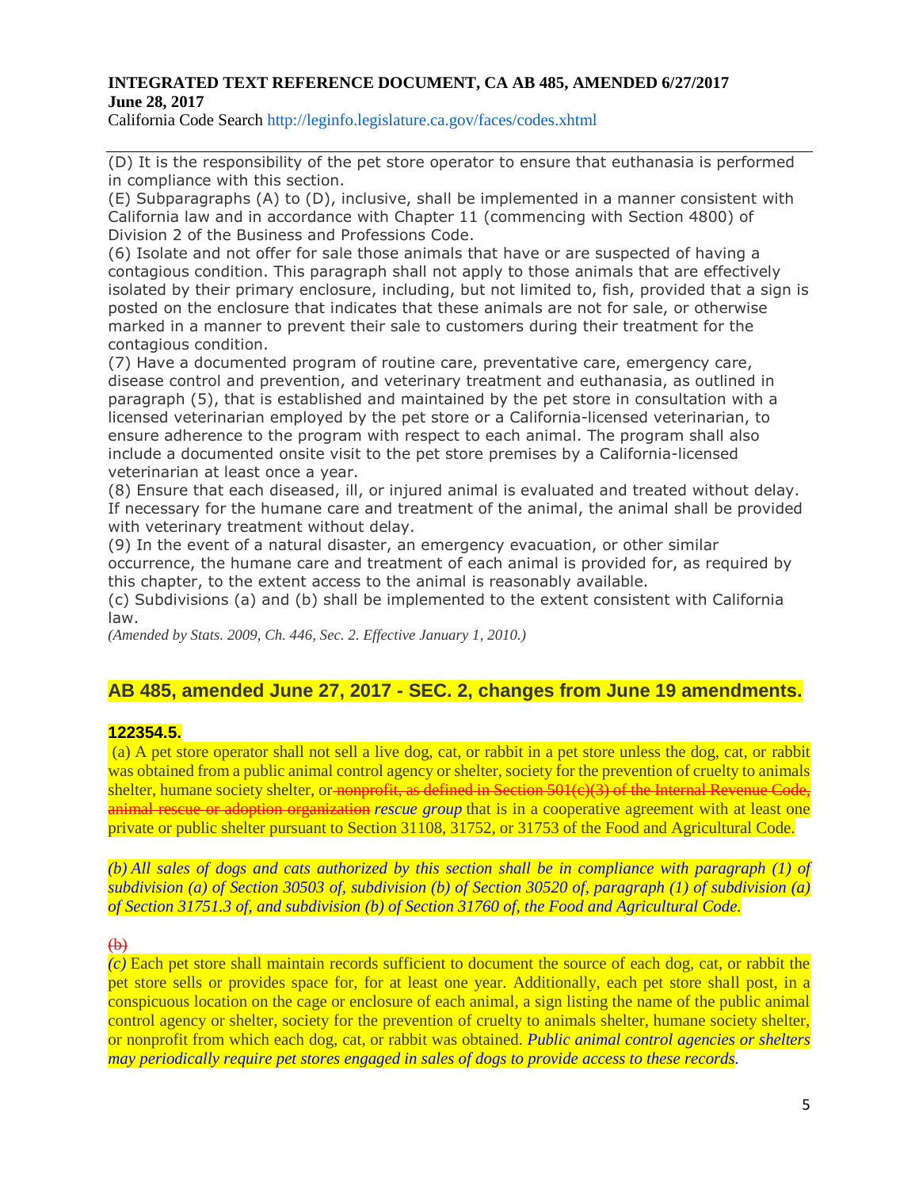(D) It is the responsibility of the pet store operator to ensure that euthanasia is performed in compliance with this section.

(E) Subparagraphs (A) to (D), inclusive, shall be implemented in a manner consistent with California law and in accordance with Chapter 11 (commencing with Section 4800) of Division 2 of the Business and Professions Code.

(6) Isolate and not offer for sale those animals that have or are suspected of having a contagious condition. This paragraph shall not apply to those animals that are effectively isolated by their primary enclosure, including, but not limited to, fish, provided that a sign is posted on the enclosure that indicates that these animals are not for sale, or otherwise marked in a manner to prevent their sale to customers during their treatment for the contagious condition.

(7) Have a documented program of routine care, preventative care, emergency care, disease control and prevention, and veterinary treatment and euthanasia, as outlined in paragraph (5), that is established and maintained by the pet store in consultation with a licensed veterinarian employed by the pet store or a California-licensed veterinarian, to ensure adherence to the program with respect to each animal. The program shall also include a documented onsite visit to the pet store premises by a California-licensed veterinarian at least once a year.

(8) Ensure that each diseased, ill, or injured animal is evaluated and treated without delay. If necessary for the humane care and treatment of the animal, the animal shall be provided with veterinary treatment without delay.

(9) In the event of a natural disaster, an emergency evacuation, or other similar occurrence, the humane care and treatment of each animal is provided for, as required by this chapter, to the extent access to the animal is reasonably available.

(c) Subdivisions (a) and (b) shall be implemented to the extent consistent with California law.

*(Amended by Stats. 2009, Ch. 446, Sec. 2. Effective January 1, 2010.)*

## AB 485, amended June 27, 2017 - SEC. 2, changes from June 19 amendments.

**122354.5.**

(a) A pet store operator shall not sell a live dog, cat, or rabbit in a pet store unless the dog, cat, or rabbit was obtained from a public animal control agency or shelter, society for the prevention of cruelty to animals shelter, humane society shelter, or ~~nonprofit, as defined in Section 501(c)(3) of the Internal Revenue Code, animal rescue or adoption organization~~ *rescue group* that is in a cooperative agreement with at least one private or public shelter pursuant to Section 31108, 31752, or 31753 of the Food and Agricultural Code.

*(b) All sales of dogs and cats authorized by this section shall be in compliance with paragraph (1) of subdivision (a) of Section 30503 of, subdivision (b) of Section 30520 of, paragraph (1) of subdivision (a) of Section 31751.3 of, and subdivision (b) of Section 31760 of, the Food and Agricultural Code.*

~~(b)~~

*(c)* Each pet store shall maintain records sufficient to document the source of each dog, cat, or rabbit the pet store sells or provides space for, for at least one year. Additionally, each pet store shall post, in a conspicuous location on the cage or enclosure of each animal, a sign listing the name of the public animal control agency or shelter, society for the prevention of cruelty to animals shelter, humane society shelter, or nonprofit from which each dog, cat, or rabbit was obtained. *Public animal control agencies or shelters may periodically require pet stores engaged in sales of dogs to provide access to these records*.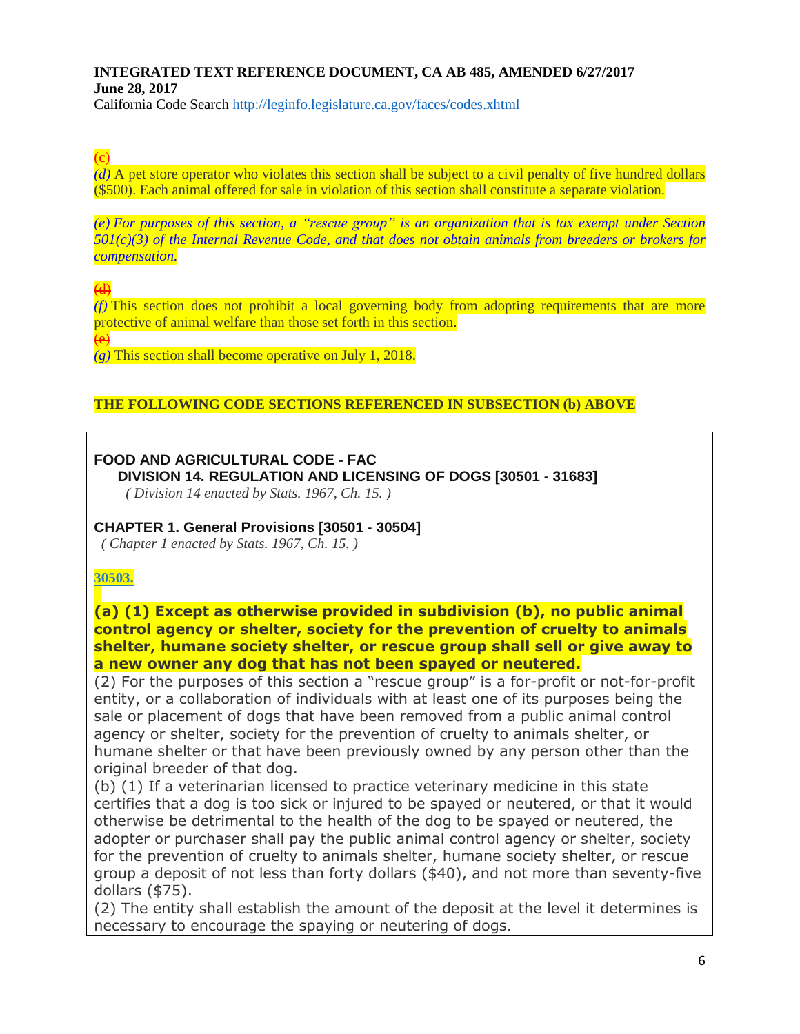~~(c)~~
*(d)* A pet store operator who violates this section shall be subject to a civil penalty of five hundred dollars ($500). Each animal offered for sale in violation of this section shall constitute a separate violation.

*(e) For purposes of this section, a "rescue group" is an organization that is tax exempt under Section 501(c)(3) of the Internal Revenue Code, and that does not obtain animals from breeders or brokers for compensation.*

~~(d)~~
*(f)* This section does not prohibit a local governing body from adopting requirements that are more protective of animal welfare than those set forth in this section.
~~(e)~~
*(g)* This section shall become operative on July 1, 2018.

**THE FOLLOWING CODE SECTIONS REFERENCED IN SUBSECTION (b) ABOVE**

**FOOD AND AGRICULTURAL CODE - FAC**
**DIVISION 14. REGULATION AND LICENSING OF DOGS [30501 - 31683]**
*( Division 14 enacted by Stats. 1967, Ch. 15. )*

**CHAPTER 1. General Provisions [30501 - 30504]**
*( Chapter 1 enacted by Stats. 1967, Ch. 15. )*

**30503.**

**(a) (1) Except as otherwise provided in subdivision (b), no public animal control agency or shelter, society for the prevention of cruelty to animals shelter, humane society shelter, or rescue group shall sell or give away to a new owner any dog that has not been spayed or neutered.**
(2) For the purposes of this section a "rescue group" is a for-profit or not-for-profit entity, or a collaboration of individuals with at least one of its purposes being the sale or placement of dogs that have been removed from a public animal control agency or shelter, society for the prevention of cruelty to animals shelter, or humane shelter or that have been previously owned by any person other than the original breeder of that dog.
(b) (1) If a veterinarian licensed to practice veterinary medicine in this state certifies that a dog is too sick or injured to be spayed or neutered, or that it would otherwise be detrimental to the health of the dog to be spayed or neutered, the adopter or purchaser shall pay the public animal control agency or shelter, society for the prevention of cruelty to animals shelter, humane society shelter, or rescue group a deposit of not less than forty dollars ($40), and not more than seventy-five dollars ($75).
(2) The entity shall establish the amount of the deposit at the level it determines is necessary to encourage the spaying or neutering of dogs.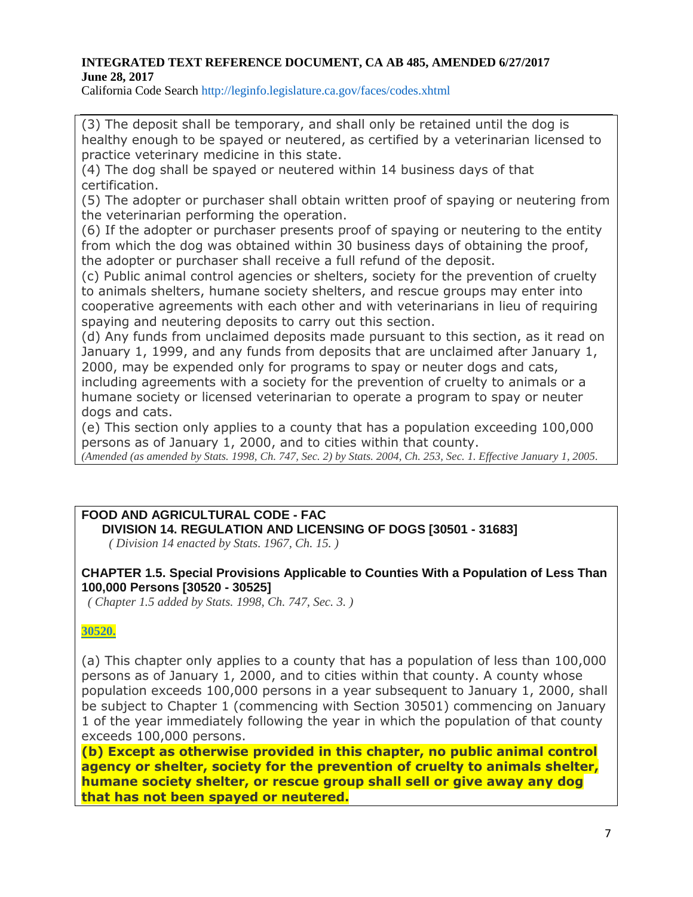(3) The deposit shall be temporary, and shall only be retained until the dog is healthy enough to be spayed or neutered, as certified by a veterinarian licensed to practice veterinary medicine in this state.

(4) The dog shall be spayed or neutered within 14 business days of that certification.

(5) The adopter or purchaser shall obtain written proof of spaying or neutering from the veterinarian performing the operation.

(6) If the adopter or purchaser presents proof of spaying or neutering to the entity from which the dog was obtained within 30 business days of obtaining the proof, the adopter or purchaser shall receive a full refund of the deposit.

(c) Public animal control agencies or shelters, society for the prevention of cruelty to animals shelters, humane society shelters, and rescue groups may enter into cooperative agreements with each other and with veterinarians in lieu of requiring spaying and neutering deposits to carry out this section.

(d) Any funds from unclaimed deposits made pursuant to this section, as it read on January 1, 1999, and any funds from deposits that are unclaimed after January 1, 2000, may be expended only for programs to spay or neuter dogs and cats, including agreements with a society for the prevention of cruelty to animals or a humane society or licensed veterinarian to operate a program to spay or neuter dogs and cats.

(e) This section only applies to a county that has a population exceeding 100,000 persons as of January 1, 2000, and to cities within that county.

*(Amended (as amended by Stats. 1998, Ch. 747, Sec. 2) by Stats. 2004, Ch. 253, Sec. 1. Effective January 1, 2005.*

## FOOD AND AGRICULTURAL CODE - FAC

### DIVISION 14. REGULATION AND LICENSING OF DOGS [30501 - 31683]

*( Division 14 enacted by Stats. 1967, Ch. 15. )*

### CHAPTER 1.5. Special Provisions Applicable to Counties With a Population of Less Than 100,000 Persons [30520 - 30525]

*( Chapter 1.5 added by Stats. 1998, Ch. 747, Sec. 3. )*

**30520.**

(a) This chapter only applies to a county that has a population of less than 100,000 persons as of January 1, 2000, and to cities within that county. A county whose population exceeds 100,000 persons in a year subsequent to January 1, 2000, shall be subject to Chapter 1 (commencing with Section 30501) commencing on January 1 of the year immediately following the year in which the population of that county exceeds 100,000 persons.

**(b) Except as otherwise provided in this chapter, no public animal control agency or shelter, society for the prevention of cruelty to animals shelter, humane society shelter, or rescue group shall sell or give away any dog that has not been spayed or neutered.**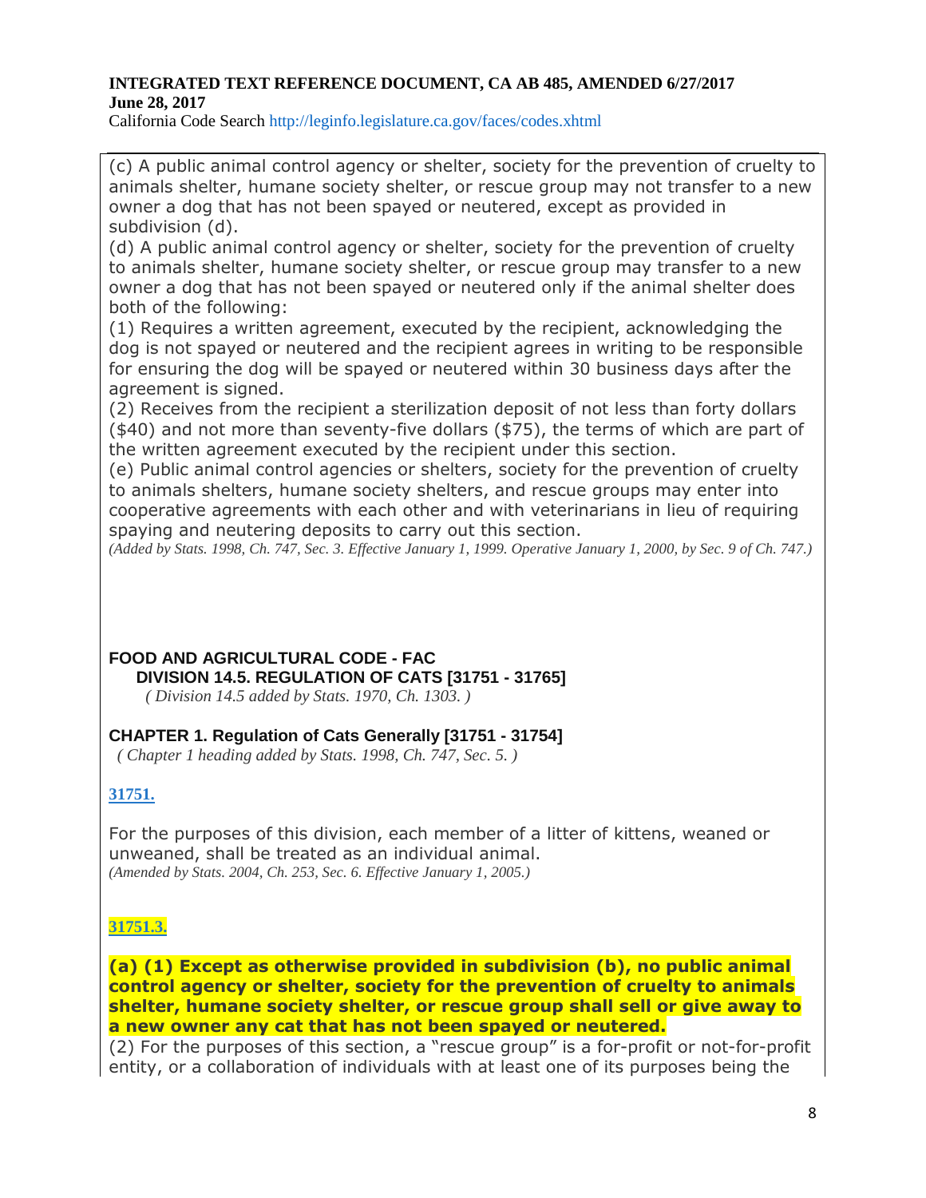(c) A public animal control agency or shelter, society for the prevention of cruelty to animals shelter, humane society shelter, or rescue group may not transfer to a new owner a dog that has not been spayed or neutered, except as provided in subdivision (d).

(d) A public animal control agency or shelter, society for the prevention of cruelty to animals shelter, humane society shelter, or rescue group may transfer to a new owner a dog that has not been spayed or neutered only if the animal shelter does both of the following:

(1) Requires a written agreement, executed by the recipient, acknowledging the dog is not spayed or neutered and the recipient agrees in writing to be responsible for ensuring the dog will be spayed or neutered within 30 business days after the agreement is signed.

(2) Receives from the recipient a sterilization deposit of not less than forty dollars ($40) and not more than seventy-five dollars ($75), the terms of which are part of the written agreement executed by the recipient under this section.

(e) Public animal control agencies or shelters, society for the prevention of cruelty to animals shelters, humane society shelters, and rescue groups may enter into cooperative agreements with each other and with veterinarians in lieu of requiring spaying and neutering deposits to carry out this section.

*(Added by Stats. 1998, Ch. 747, Sec. 3. Effective January 1, 1999. Operative January 1, 2000, by Sec. 9 of Ch. 747.)*

## FOOD AND AGRICULTURAL CODE - FAC

### DIVISION 14.5. REGULATION OF CATS [31751 - 31765]

*( Division 14.5 added by Stats. 1970, Ch. 1303. )*

### CHAPTER 1. Regulation of Cats Generally [31751 - 31754]

*( Chapter 1 heading added by Stats. 1998, Ch. 747, Sec. 5. )*

**31751.**

For the purposes of this division, each member of a litter of kittens, weaned or unweaned, shall be treated as an individual animal.

*(Amended by Stats. 2004, Ch. 253, Sec. 6. Effective January 1, 2005.)*

**31751.3.**

**(a) (1) Except as otherwise provided in subdivision (b), no public animal control agency or shelter, society for the prevention of cruelty to animals shelter, humane society shelter, or rescue group shall sell or give away to a new owner any cat that has not been spayed or neutered.**

(2) For the purposes of this section, a "rescue group" is a for-profit or not-for-profit entity, or a collaboration of individuals with at least one of its purposes being the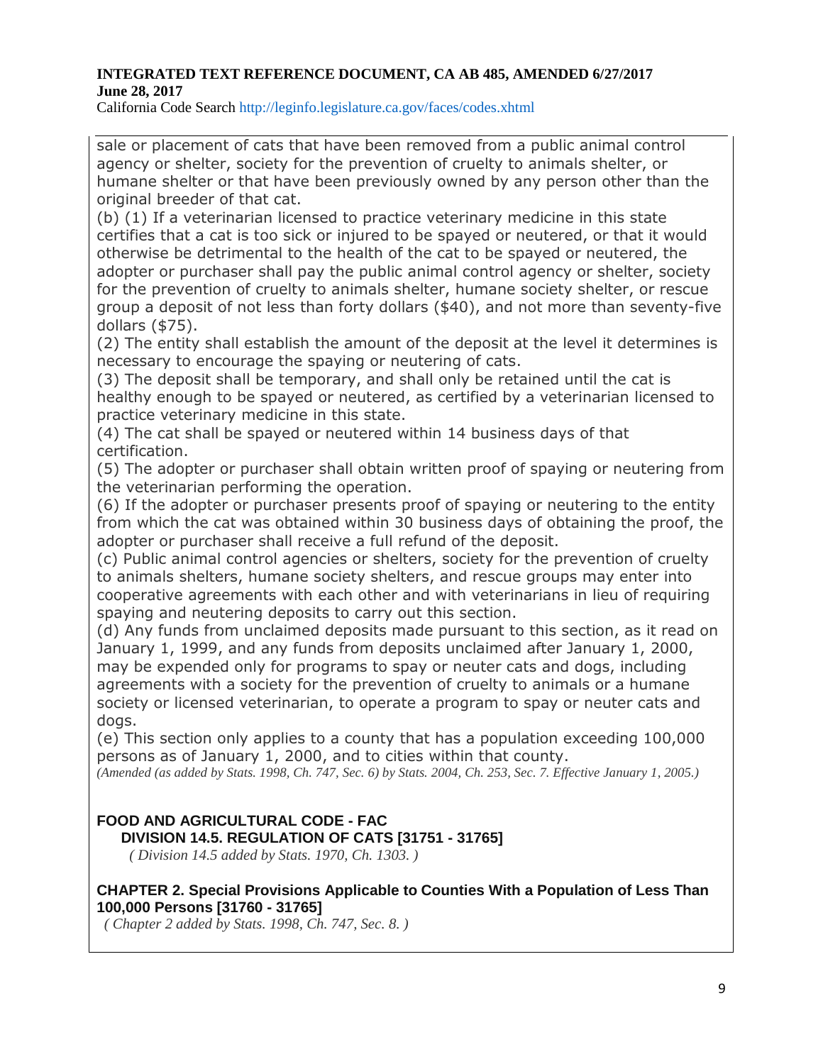sale or placement of cats that have been removed from a public animal control agency or shelter, society for the prevention of cruelty to animals shelter, or humane shelter or that have been previously owned by any person other than the original breeder of that cat.

(b) (1) If a veterinarian licensed to practice veterinary medicine in this state certifies that a cat is too sick or injured to be spayed or neutered, or that it would otherwise be detrimental to the health of the cat to be spayed or neutered, the adopter or purchaser shall pay the public animal control agency or shelter, society for the prevention of cruelty to animals shelter, humane society shelter, or rescue group a deposit of not less than forty dollars ($40), and not more than seventy-five dollars ($75).

(2) The entity shall establish the amount of the deposit at the level it determines is necessary to encourage the spaying or neutering of cats.

(3) The deposit shall be temporary, and shall only be retained until the cat is healthy enough to be spayed or neutered, as certified by a veterinarian licensed to practice veterinary medicine in this state.

(4) The cat shall be spayed or neutered within 14 business days of that certification.

(5) The adopter or purchaser shall obtain written proof of spaying or neutering from the veterinarian performing the operation.

(6) If the adopter or purchaser presents proof of spaying or neutering to the entity from which the cat was obtained within 30 business days of obtaining the proof, the adopter or purchaser shall receive a full refund of the deposit.

(c) Public animal control agencies or shelters, society for the prevention of cruelty to animals shelters, humane society shelters, and rescue groups may enter into cooperative agreements with each other and with veterinarians in lieu of requiring spaying and neutering deposits to carry out this section.

(d) Any funds from unclaimed deposits made pursuant to this section, as it read on January 1, 1999, and any funds from deposits unclaimed after January 1, 2000, may be expended only for programs to spay or neuter cats and dogs, including agreements with a society for the prevention of cruelty to animals or a humane society or licensed veterinarian, to operate a program to spay or neuter cats and dogs.

(e) This section only applies to a county that has a population exceeding 100,000 persons as of January 1, 2000, and to cities within that county.

*(Amended (as added by Stats. 1998, Ch. 747, Sec. 6) by Stats. 2004, Ch. 253, Sec. 7. Effective January 1, 2005.)*

**FOOD AND AGRICULTURAL CODE - FAC**
**DIVISION 14.5. REGULATION OF CATS [31751 - 31765]**
*( Division 14.5 added by Stats. 1970, Ch. 1303. )*

**CHAPTER 2. Special Provisions Applicable to Counties With a Population of Less Than 100,000 Persons [31760 - 31765]**
*( Chapter 2 added by Stats. 1998, Ch. 747, Sec. 8. )*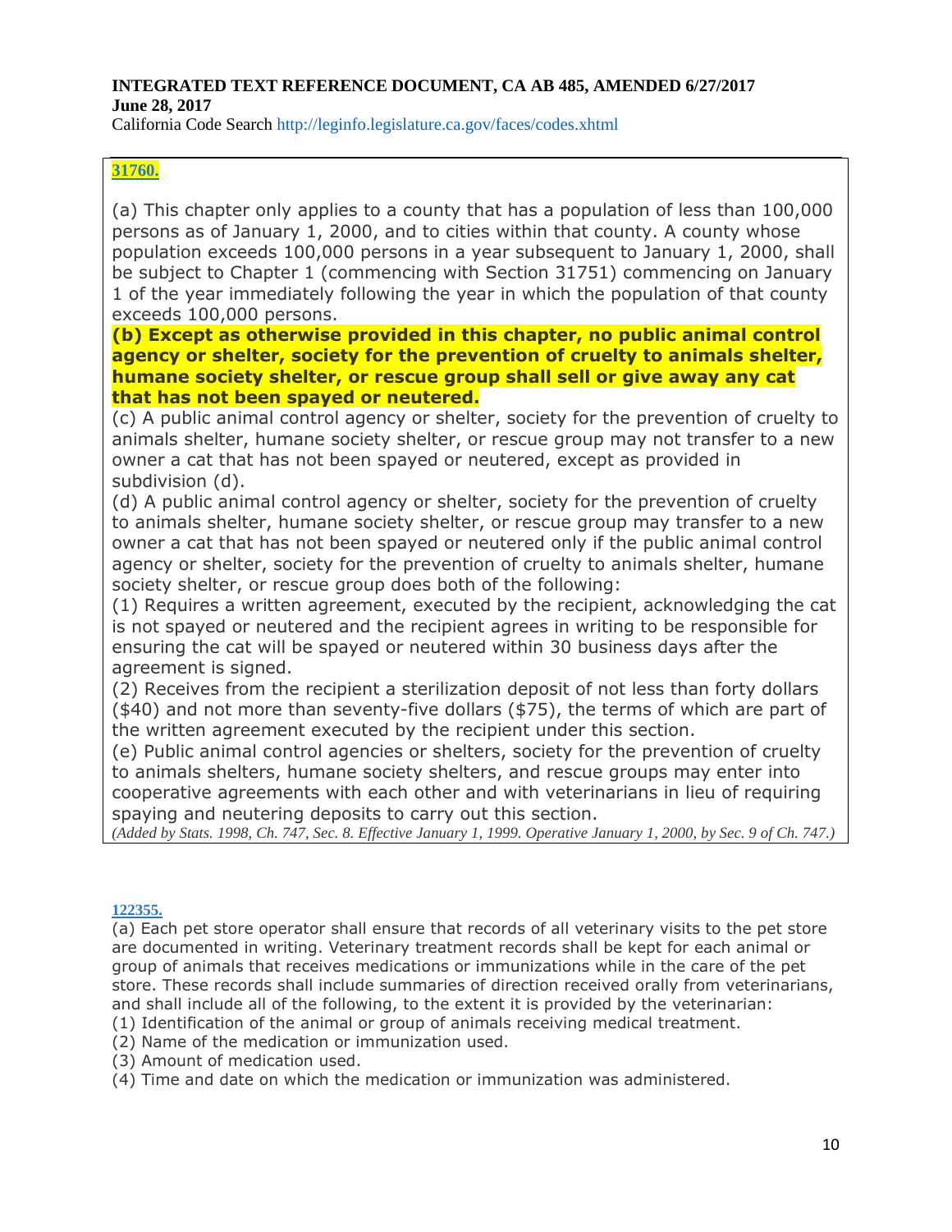**INTEGRATED TEXT REFERENCE DOCUMENT, CA AB 485, AMENDED 6/27/2017**
**June 28, 2017**
California Code Search http://leginfo.legislature.ca.gov/faces/codes.xhtml

**31760.**

(a) This chapter only applies to a county that has a population of less than 100,000 persons as of January 1, 2000, and to cities within that county. A county whose population exceeds 100,000 persons in a year subsequent to January 1, 2000, shall be subject to Chapter 1 (commencing with Section 31751) commencing on January 1 of the year immediately following the year in which the population of that county exceeds 100,000 persons.

**(b) Except as otherwise provided in this chapter, no public animal control agency or shelter, society for the prevention of cruelty to animals shelter, humane society shelter, or rescue group shall sell or give away any cat that has not been spayed or neutered.**

(c) A public animal control agency or shelter, society for the prevention of cruelty to animals shelter, humane society shelter, or rescue group may not transfer to a new owner a cat that has not been spayed or neutered, except as provided in subdivision (d).

(d) A public animal control agency or shelter, society for the prevention of cruelty to animals shelter, humane society shelter, or rescue group may transfer to a new owner a cat that has not been spayed or neutered only if the public animal control agency or shelter, society for the prevention of cruelty to animals shelter, humane society shelter, or rescue group does both of the following:

(1) Requires a written agreement, executed by the recipient, acknowledging the cat is not spayed or neutered and the recipient agrees in writing to be responsible for ensuring the cat will be spayed or neutered within 30 business days after the agreement is signed.

(2) Receives from the recipient a sterilization deposit of not less than forty dollars ($40) and not more than seventy-five dollars ($75), the terms of which are part of the written agreement executed by the recipient under this section.

(e) Public animal control agencies or shelters, society for the prevention of cruelty to animals shelters, humane society shelters, and rescue groups may enter into cooperative agreements with each other and with veterinarians in lieu of requiring spaying and neutering deposits to carry out this section.

*(Added by Stats. 1998, Ch. 747, Sec. 8. Effective January 1, 1999. Operative January 1, 2000, by Sec. 9 of Ch. 747.)*

**122355.**

(a) Each pet store operator shall ensure that records of all veterinary visits to the pet store are documented in writing. Veterinary treatment records shall be kept for each animal or group of animals that receives medications or immunizations while in the care of the pet store. These records shall include summaries of direction received orally from veterinarians, and shall include all of the following, to the extent it is provided by the veterinarian:

(1) Identification of the animal or group of animals receiving medical treatment.

(2) Name of the medication or immunization used.

(3) Amount of medication used.

(4) Time and date on which the medication or immunization was administered.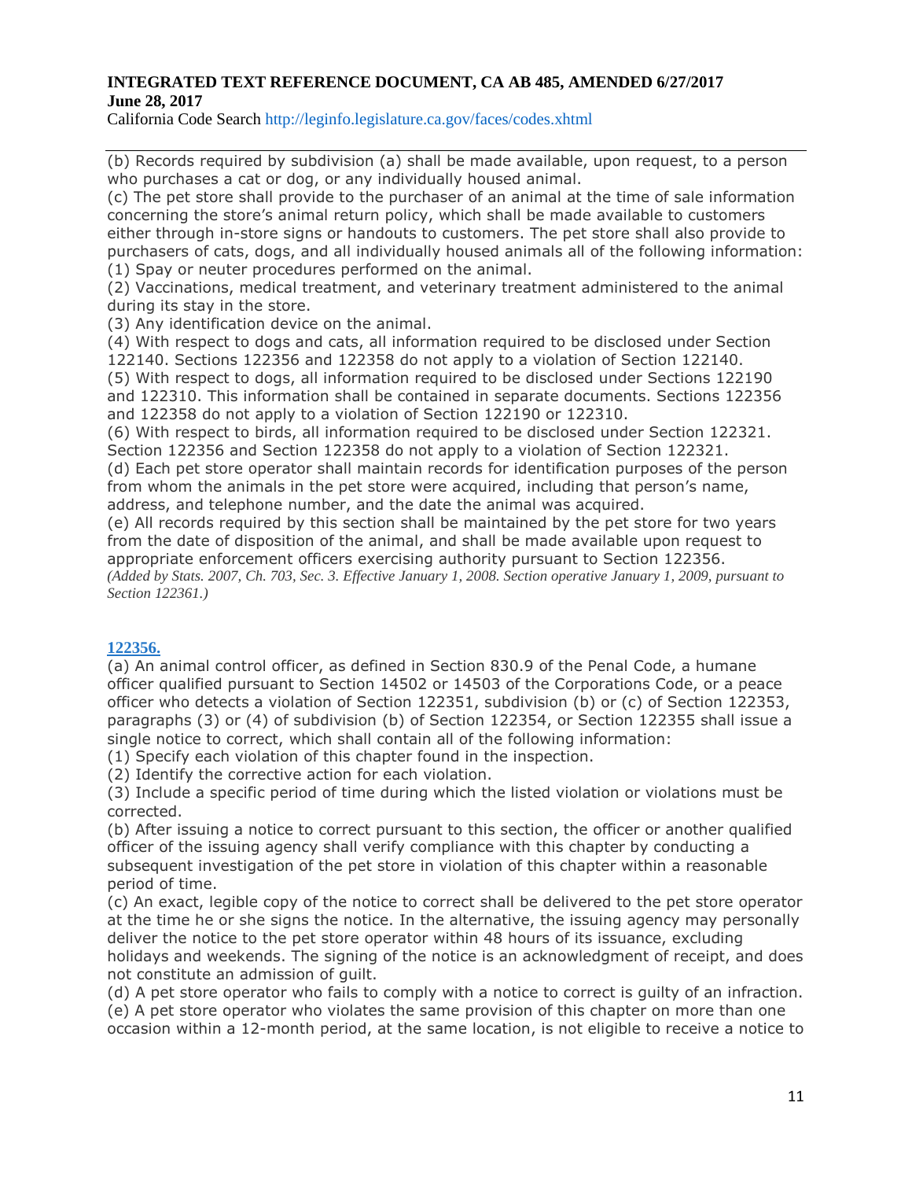(b) Records required by subdivision (a) shall be made available, upon request, to a person who purchases a cat or dog, or any individually housed animal.

(c) The pet store shall provide to the purchaser of an animal at the time of sale information concerning the store's animal return policy, which shall be made available to customers either through in-store signs or handouts to customers. The pet store shall also provide to purchasers of cats, dogs, and all individually housed animals all of the following information:

(1) Spay or neuter procedures performed on the animal.

(2) Vaccinations, medical treatment, and veterinary treatment administered to the animal during its stay in the store.

(3) Any identification device on the animal.

(4) With respect to dogs and cats, all information required to be disclosed under Section 122140. Sections 122356 and 122358 do not apply to a violation of Section 122140.

(5) With respect to dogs, all information required to be disclosed under Sections 122190 and 122310. This information shall be contained in separate documents. Sections 122356 and 122358 do not apply to a violation of Section 122190 or 122310.

(6) With respect to birds, all information required to be disclosed under Section 122321. Section 122356 and Section 122358 do not apply to a violation of Section 122321.

(d) Each pet store operator shall maintain records for identification purposes of the person from whom the animals in the pet store were acquired, including that person's name, address, and telephone number, and the date the animal was acquired.

(e) All records required by this section shall be maintained by the pet store for two years from the date of disposition of the animal, and shall be made available upon request to appropriate enforcement officers exercising authority pursuant to Section 122356.

*(Added by Stats. 2007, Ch. 703, Sec. 3. Effective January 1, 2008. Section operative January 1, 2009, pursuant to Section 122361.)*

**122356.**

(a) An animal control officer, as defined in Section 830.9 of the Penal Code, a humane officer qualified pursuant to Section 14502 or 14503 of the Corporations Code, or a peace officer who detects a violation of Section 122351, subdivision (b) or (c) of Section 122353, paragraphs (3) or (4) of subdivision (b) of Section 122354, or Section 122355 shall issue a single notice to correct, which shall contain all of the following information:

(1) Specify each violation of this chapter found in the inspection.

(2) Identify the corrective action for each violation.

(3) Include a specific period of time during which the listed violation or violations must be corrected.

(b) After issuing a notice to correct pursuant to this section, the officer or another qualified officer of the issuing agency shall verify compliance with this chapter by conducting a subsequent investigation of the pet store in violation of this chapter within a reasonable period of time.

(c) An exact, legible copy of the notice to correct shall be delivered to the pet store operator at the time he or she signs the notice. In the alternative, the issuing agency may personally deliver the notice to the pet store operator within 48 hours of its issuance, excluding holidays and weekends. The signing of the notice is an acknowledgment of receipt, and does not constitute an admission of guilt.

(d) A pet store operator who fails to comply with a notice to correct is guilty of an infraction.

(e) A pet store operator who violates the same provision of this chapter on more than one occasion within a 12-month period, at the same location, is not eligible to receive a notice to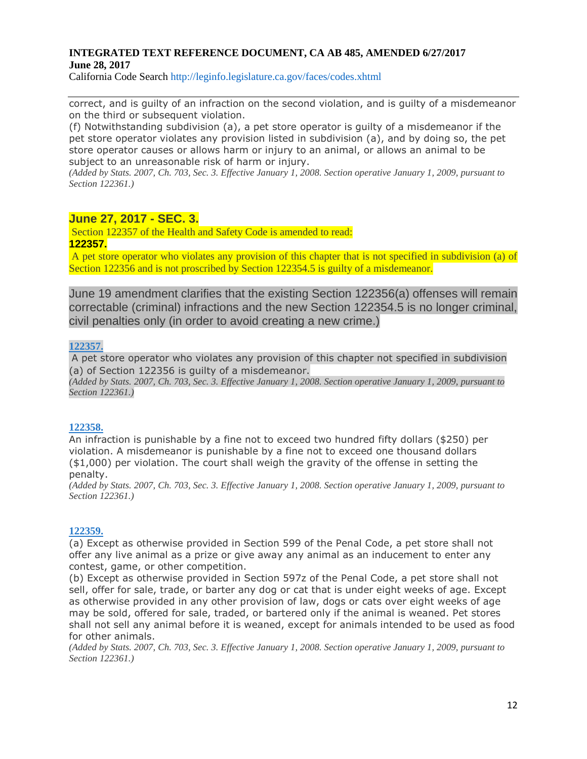correct, and is guilty of an infraction on the second violation, and is guilty of a misdemeanor on the third or subsequent violation.

(f) Notwithstanding subdivision (a), a pet store operator is guilty of a misdemeanor if the pet store operator violates any provision listed in subdivision (a), and by doing so, the pet store operator causes or allows harm or injury to an animal, or allows an animal to be subject to an unreasonable risk of harm or injury.

*(Added by Stats. 2007, Ch. 703, Sec. 3. Effective January 1, 2008. Section operative January 1, 2009, pursuant to Section 122361.)*

## June 27, 2017 - SEC. 3.

Section 122357 of the Health and Safety Code is amended to read:

**122357.**

A pet store operator who violates any provision of this chapter that is not specified in subdivision (a) of Section 122356 and is not proscribed by Section 122354.5 is guilty of a misdemeanor.

June 19 amendment clarifies that the existing Section 122356(a) offenses will remain correctable (criminal) infractions and the new Section 122354.5 is no longer criminal, civil penalties only (in order to avoid creating a new crime.)

**122357.**

A pet store operator who violates any provision of this chapter not specified in subdivision (a) of Section 122356 is guilty of a misdemeanor.

*(Added by Stats. 2007, Ch. 703, Sec. 3. Effective January 1, 2008. Section operative January 1, 2009, pursuant to Section 122361.)*

**122358.**

An infraction is punishable by a fine not to exceed two hundred fifty dollars ($250) per violation. A misdemeanor is punishable by a fine not to exceed one thousand dollars ($1,000) per violation. The court shall weigh the gravity of the offense in setting the penalty.

*(Added by Stats. 2007, Ch. 703, Sec. 3. Effective January 1, 2008. Section operative January 1, 2009, pursuant to Section 122361.)*

**122359.**

(a) Except as otherwise provided in Section 599 of the Penal Code, a pet store shall not offer any live animal as a prize or give away any animal as an inducement to enter any contest, game, or other competition.

(b) Except as otherwise provided in Section 597z of the Penal Code, a pet store shall not sell, offer for sale, trade, or barter any dog or cat that is under eight weeks of age. Except as otherwise provided in any other provision of law, dogs or cats over eight weeks of age may be sold, offered for sale, traded, or bartered only if the animal is weaned. Pet stores shall not sell any animal before it is weaned, except for animals intended to be used as food for other animals.

*(Added by Stats. 2007, Ch. 703, Sec. 3. Effective January 1, 2008. Section operative January 1, 2009, pursuant to Section 122361.)*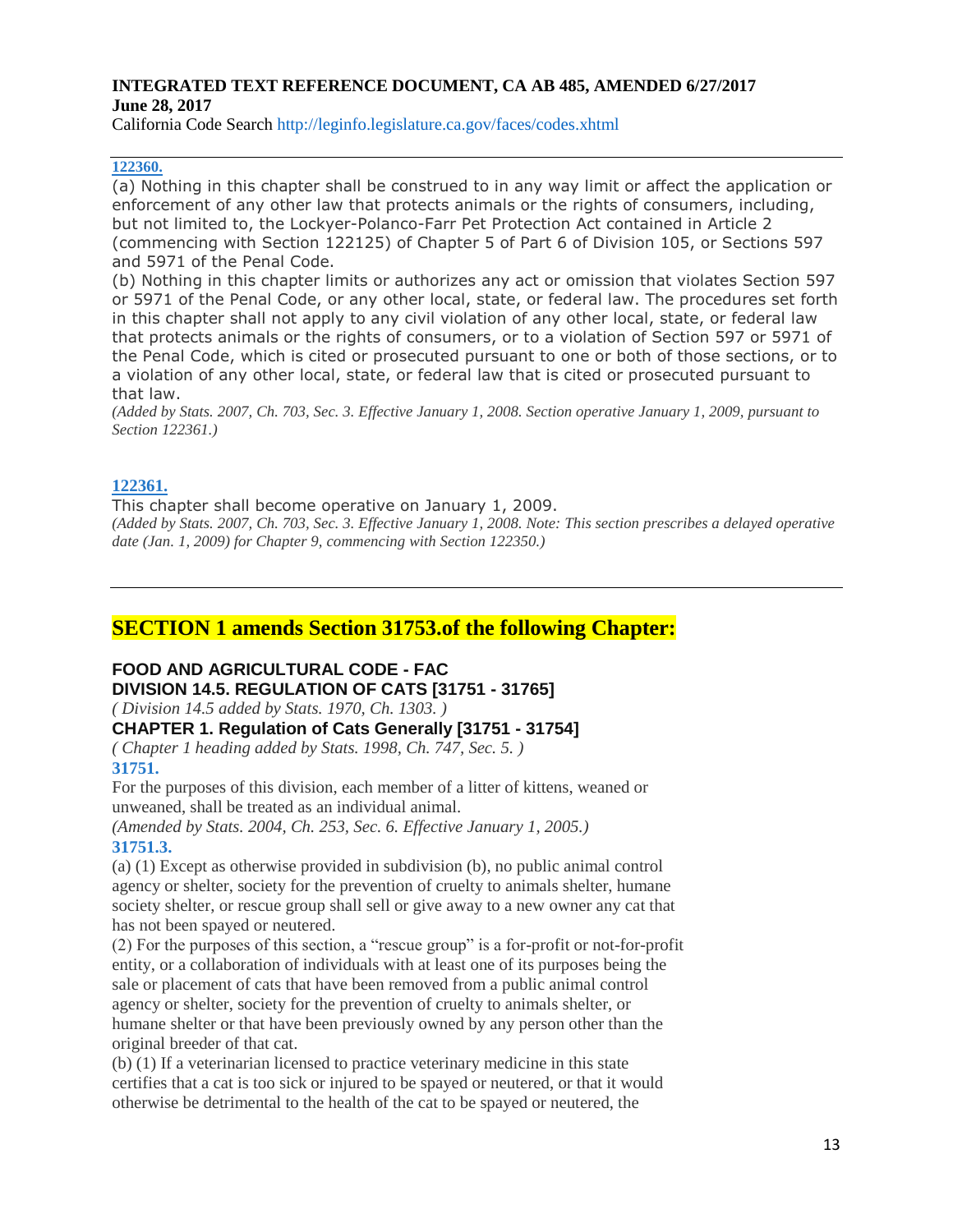**INTEGRATED TEXT REFERENCE DOCUMENT, CA AB 485, AMENDED 6/27/2017**
**June 28, 2017**
California Code Search http://leginfo.legislature.ca.gov/faces/codes.xhtml

---

**122360.**

(a) Nothing in this chapter shall be construed to in any way limit or affect the application or enforcement of any other law that protects animals or the rights of consumers, including, but not limited to, the Lockyer-Polanco-Farr Pet Protection Act contained in Article 2 (commencing with Section 122125) of Chapter 5 of Part 6 of Division 105, or Sections 597 and 5971 of the Penal Code.

(b) Nothing in this chapter limits or authorizes any act or omission that violates Section 597 or 5971 of the Penal Code, or any other local, state, or federal law. The procedures set forth in this chapter shall not apply to any civil violation of any other local, state, or federal law that protects animals or the rights of consumers, or to a violation of Section 597 or 5971 of the Penal Code, which is cited or prosecuted pursuant to one or both of those sections, or to a violation of any other local, state, or federal law that is cited or prosecuted pursuant to that law.

*(Added by Stats. 2007, Ch. 703, Sec. 3. Effective January 1, 2008. Section operative January 1, 2009, pursuant to Section 122361.)*

**122361.**

This chapter shall become operative on January 1, 2009.

*(Added by Stats. 2007, Ch. 703, Sec. 3. Effective January 1, 2008. Note: This section prescribes a delayed operative date (Jan. 1, 2009) for Chapter 9, commencing with Section 122350.)*

---

## SECTION 1 amends Section 31753.of the following Chapter:

### FOOD AND AGRICULTURAL CODE - FAC
### DIVISION 14.5. REGULATION OF CATS [31751 - 31765]

*( Division 14.5 added by Stats. 1970, Ch. 1303. )*

### CHAPTER 1. Regulation of Cats Generally [31751 - 31754]

*( Chapter 1 heading added by Stats. 1998, Ch. 747, Sec. 5. )*

**31751.**

For the purposes of this division, each member of a litter of kittens, weaned or unweaned, shall be treated as an individual animal.

*(Amended by Stats. 2004, Ch. 253, Sec. 6. Effective January 1, 2005.)*

**31751.3.**

(a) (1) Except as otherwise provided in subdivision (b), no public animal control agency or shelter, society for the prevention of cruelty to animals shelter, humane society shelter, or rescue group shall sell or give away to a new owner any cat that has not been spayed or neutered.

(2) For the purposes of this section, a "rescue group" is a for-profit or not-for-profit entity, or a collaboration of individuals with at least one of its purposes being the sale or placement of cats that have been removed from a public animal control agency or shelter, society for the prevention of cruelty to animals shelter, or humane shelter or that have been previously owned by any person other than the original breeder of that cat.

(b) (1) If a veterinarian licensed to practice veterinary medicine in this state certifies that a cat is too sick or injured to be spayed or neutered, or that it would otherwise be detrimental to the health of the cat to be spayed or neutered, the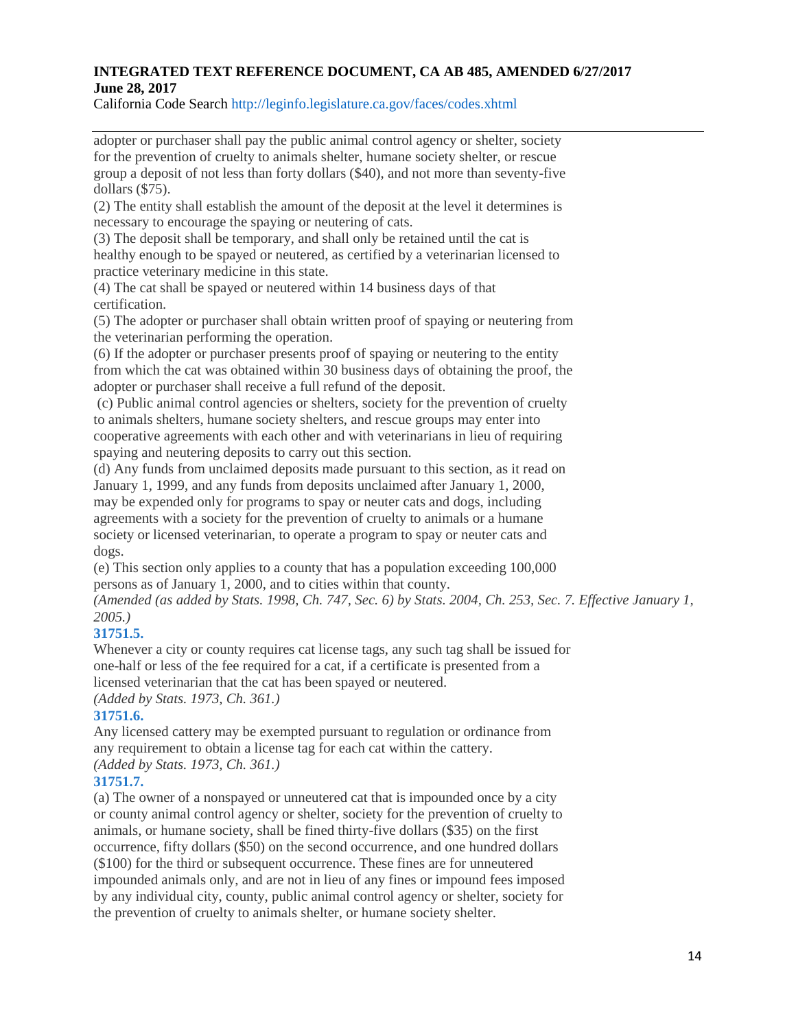adopter or purchaser shall pay the public animal control agency or shelter, society for the prevention of cruelty to animals shelter, humane society shelter, or rescue group a deposit of not less than forty dollars ($40), and not more than seventy-five dollars ($75).

(2) The entity shall establish the amount of the deposit at the level it determines is necessary to encourage the spaying or neutering of cats.

(3) The deposit shall be temporary, and shall only be retained until the cat is healthy enough to be spayed or neutered, as certified by a veterinarian licensed to practice veterinary medicine in this state.

(4) The cat shall be spayed or neutered within 14 business days of that certification.

(5) The adopter or purchaser shall obtain written proof of spaying or neutering from the veterinarian performing the operation.

(6) If the adopter or purchaser presents proof of spaying or neutering to the entity from which the cat was obtained within 30 business days of obtaining the proof, the adopter or purchaser shall receive a full refund of the deposit.

(c) Public animal control agencies or shelters, society for the prevention of cruelty to animals shelters, humane society shelters, and rescue groups may enter into cooperative agreements with each other and with veterinarians in lieu of requiring spaying and neutering deposits to carry out this section.

(d) Any funds from unclaimed deposits made pursuant to this section, as it read on January 1, 1999, and any funds from deposits unclaimed after January 1, 2000, may be expended only for programs to spay or neuter cats and dogs, including agreements with a society for the prevention of cruelty to animals or a humane society or licensed veterinarian, to operate a program to spay or neuter cats and dogs.

(e) This section only applies to a county that has a population exceeding 100,000 persons as of January 1, 2000, and to cities within that county.

*(Amended (as added by Stats. 1998, Ch. 747, Sec. 6) by Stats. 2004, Ch. 253, Sec. 7. Effective January 1, 2005.)*

**31751.5.**

Whenever a city or county requires cat license tags, any such tag shall be issued for one-half or less of the fee required for a cat, if a certificate is presented from a licensed veterinarian that the cat has been spayed or neutered.

*(Added by Stats. 1973, Ch. 361.)*

**31751.6.**

Any licensed cattery may be exempted pursuant to regulation or ordinance from any requirement to obtain a license tag for each cat within the cattery.

*(Added by Stats. 1973, Ch. 361.)*

**31751.7.**

(a) The owner of a nonspayed or unneutered cat that is impounded once by a city or county animal control agency or shelter, society for the prevention of cruelty to animals, or humane society, shall be fined thirty-five dollars ($35) on the first occurrence, fifty dollars ($50) on the second occurrence, and one hundred dollars ($100) for the third or subsequent occurrence. These fines are for unneutered impounded animals only, and are not in lieu of any fines or impound fees imposed by any individual city, county, public animal control agency or shelter, society for the prevention of cruelty to animals shelter, or humane society shelter.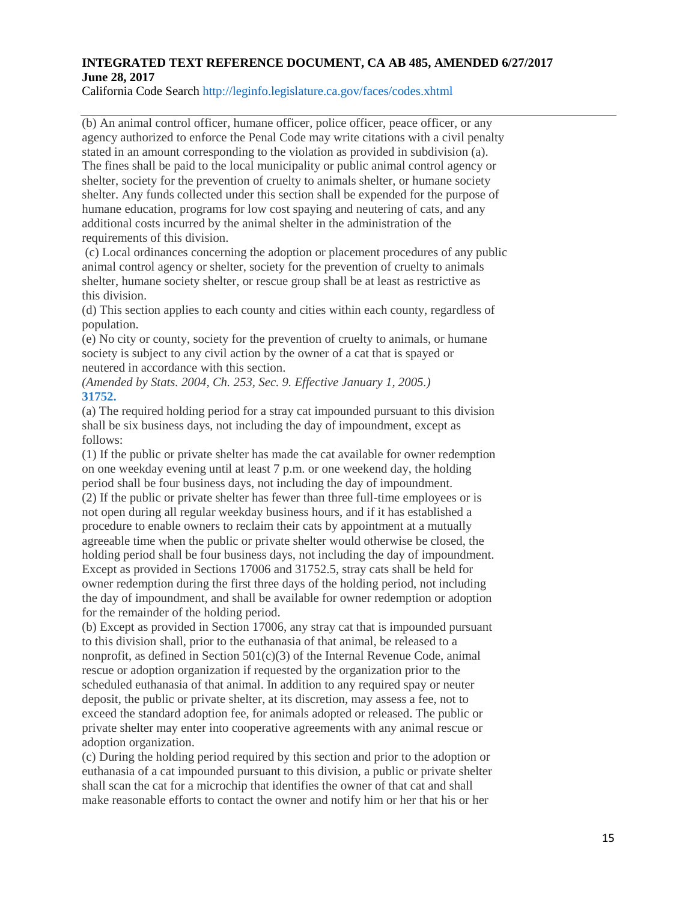(b) An animal control officer, humane officer, police officer, peace officer, or any agency authorized to enforce the Penal Code may write citations with a civil penalty stated in an amount corresponding to the violation as provided in subdivision (a). The fines shall be paid to the local municipality or public animal control agency or shelter, society for the prevention of cruelty to animals shelter, or humane society shelter. Any funds collected under this section shall be expended for the purpose of humane education, programs for low cost spaying and neutering of cats, and any additional costs incurred by the animal shelter in the administration of the requirements of this division.

(c) Local ordinances concerning the adoption or placement procedures of any public animal control agency or shelter, society for the prevention of cruelty to animals shelter, humane society shelter, or rescue group shall be at least as restrictive as this division.

(d) This section applies to each county and cities within each county, regardless of population.

(e) No city or county, society for the prevention of cruelty to animals, or humane society is subject to any civil action by the owner of a cat that is spayed or neutered in accordance with this section.

*(Amended by Stats. 2004, Ch. 253, Sec. 9. Effective January 1, 2005.)*

**31752.**

(a) The required holding period for a stray cat impounded pursuant to this division shall be six business days, not including the day of impoundment, except as follows:

(1) If the public or private shelter has made the cat available for owner redemption on one weekday evening until at least 7 p.m. or one weekend day, the holding period shall be four business days, not including the day of impoundment.

(2) If the public or private shelter has fewer than three full-time employees or is not open during all regular weekday business hours, and if it has established a procedure to enable owners to reclaim their cats by appointment at a mutually agreeable time when the public or private shelter would otherwise be closed, the holding period shall be four business days, not including the day of impoundment.

Except as provided in Sections 17006 and 31752.5, stray cats shall be held for owner redemption during the first three days of the holding period, not including the day of impoundment, and shall be available for owner redemption or adoption for the remainder of the holding period.

(b) Except as provided in Section 17006, any stray cat that is impounded pursuant to this division shall, prior to the euthanasia of that animal, be released to a nonprofit, as defined in Section 501(c)(3) of the Internal Revenue Code, animal rescue or adoption organization if requested by the organization prior to the scheduled euthanasia of that animal. In addition to any required spay or neuter deposit, the public or private shelter, at its discretion, may assess a fee, not to exceed the standard adoption fee, for animals adopted or released. The public or private shelter may enter into cooperative agreements with any animal rescue or adoption organization.

(c) During the holding period required by this section and prior to the adoption or euthanasia of a cat impounded pursuant to this division, a public or private shelter shall scan the cat for a microchip that identifies the owner of that cat and shall make reasonable efforts to contact the owner and notify him or her that his or her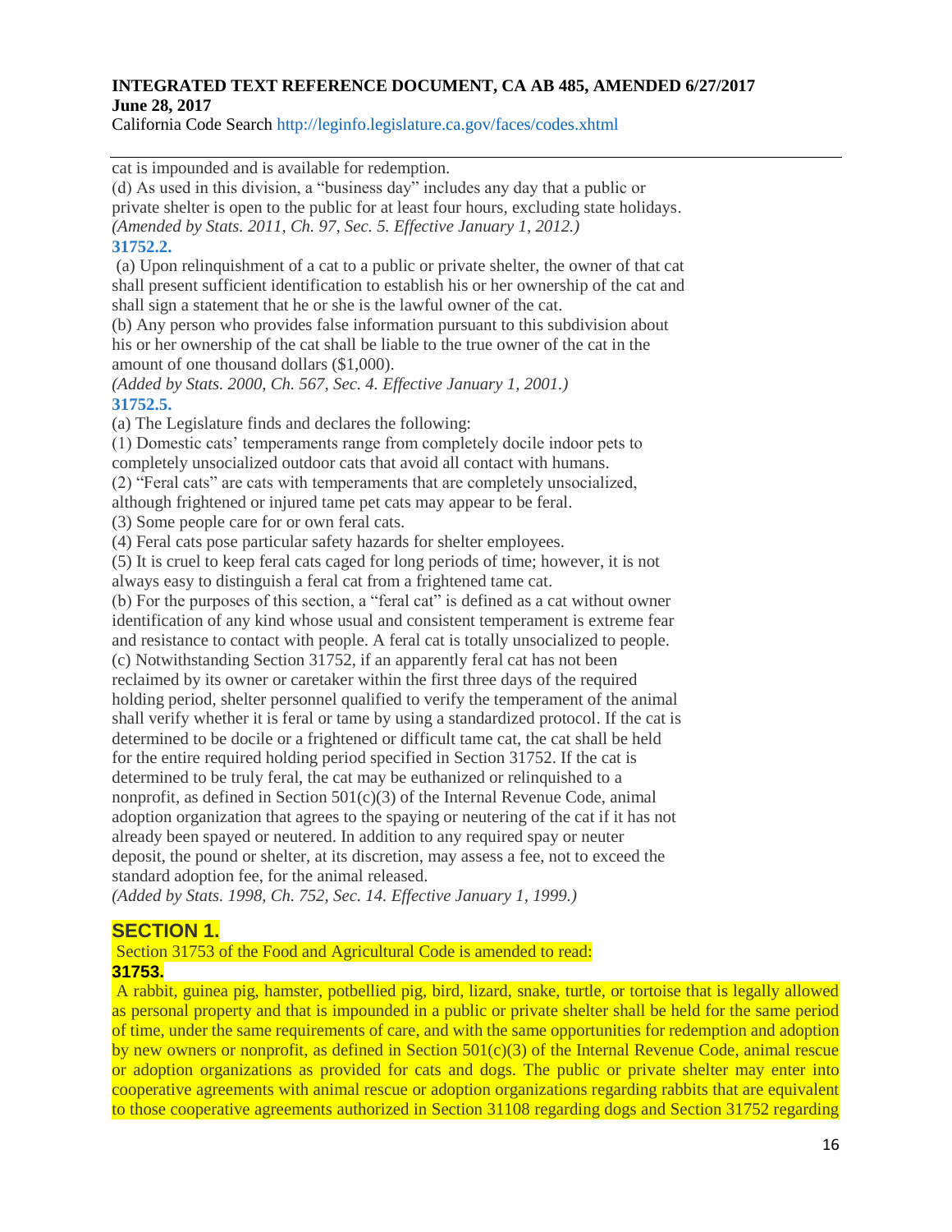cat is impounded and is available for redemption.

(d) As used in this division, a "business day" includes any day that a public or private shelter is open to the public for at least four hours, excluding state holidays.

*(Amended by Stats. 2011, Ch. 97, Sec. 5. Effective January 1, 2012.)*

**31752.2.**

(a) Upon relinquishment of a cat to a public or private shelter, the owner of that cat shall present sufficient identification to establish his or her ownership of the cat and shall sign a statement that he or she is the lawful owner of the cat.

(b) Any person who provides false information pursuant to this subdivision about his or her ownership of the cat shall be liable to the true owner of the cat in the amount of one thousand dollars ($1,000).

*(Added by Stats. 2000, Ch. 567, Sec. 4. Effective January 1, 2001.)*

**31752.5.**

(a) The Legislature finds and declares the following:

(1) Domestic cats' temperaments range from completely docile indoor pets to completely unsocialized outdoor cats that avoid all contact with humans.

(2) "Feral cats" are cats with temperaments that are completely unsocialized, although frightened or injured tame pet cats may appear to be feral.

(3) Some people care for or own feral cats.

(4) Feral cats pose particular safety hazards for shelter employees.

(5) It is cruel to keep feral cats caged for long periods of time; however, it is not always easy to distinguish a feral cat from a frightened tame cat.

(b) For the purposes of this section, a "feral cat" is defined as a cat without owner identification of any kind whose usual and consistent temperament is extreme fear and resistance to contact with people. A feral cat is totally unsocialized to people.

(c) Notwithstanding Section 31752, if an apparently feral cat has not been reclaimed by its owner or caretaker within the first three days of the required holding period, shelter personnel qualified to verify the temperament of the animal shall verify whether it is feral or tame by using a standardized protocol. If the cat is determined to be docile or a frightened or difficult tame cat, the cat shall be held for the entire required holding period specified in Section 31752. If the cat is determined to be truly feral, the cat may be euthanized or relinquished to a nonprofit, as defined in Section 501(c)(3) of the Internal Revenue Code, animal adoption organization that agrees to the spaying or neutering of the cat if it has not already been spayed or neutered. In addition to any required spay or neuter deposit, the pound or shelter, at its discretion, may assess a fee, not to exceed the standard adoption fee, for the animal released.

*(Added by Stats. 1998, Ch. 752, Sec. 14. Effective January 1, 1999.)*

## SECTION 1.

Section 31753 of the Food and Agricultural Code is amended to read:

**31753.**

A rabbit, guinea pig, hamster, potbellied pig, bird, lizard, snake, turtle, or tortoise that is legally allowed as personal property and that is impounded in a public or private shelter shall be held for the same period of time, under the same requirements of care, and with the same opportunities for redemption and adoption by new owners or nonprofit, as defined in Section 501(c)(3) of the Internal Revenue Code, animal rescue or adoption organizations as provided for cats and dogs. The public or private shelter may enter into cooperative agreements with animal rescue or adoption organizations regarding rabbits that are equivalent to those cooperative agreements authorized in Section 31108 regarding dogs and Section 31752 regarding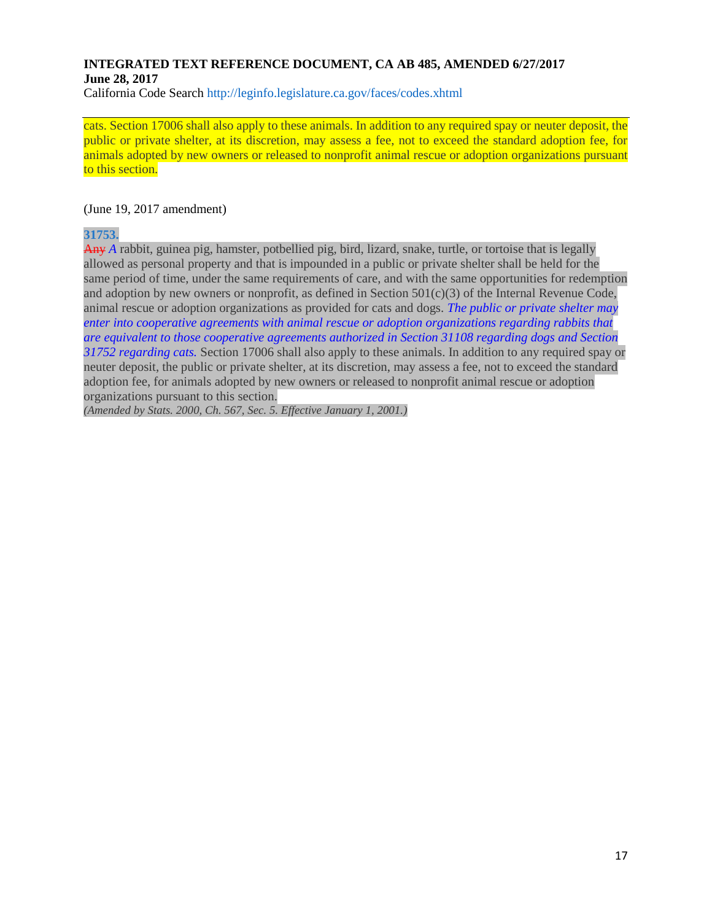cats. Section 17006 shall also apply to these animals. In addition to any required spay or neuter deposit, the public or private shelter, at its discretion, may assess a fee, not to exceed the standard adoption fee, for animals adopted by new owners or released to nonprofit animal rescue or adoption organizations pursuant to this section.

(June 19, 2017 amendment)

**31753.**

~~Any~~ *A* rabbit, guinea pig, hamster, potbellied pig, bird, lizard, snake, turtle, or tortoise that is legally allowed as personal property and that is impounded in a public or private shelter shall be held for the same period of time, under the same requirements of care, and with the same opportunities for redemption and adoption by new owners or nonprofit, as defined in Section 501(c)(3) of the Internal Revenue Code, animal rescue or adoption organizations as provided for cats and dogs. *The public or private shelter may enter into cooperative agreements with animal rescue or adoption organizations regarding rabbits that are equivalent to those cooperative agreements authorized in Section 31108 regarding dogs and Section 31752 regarding cats.* Section 17006 shall also apply to these animals. In addition to any required spay or neuter deposit, the public or private shelter, at its discretion, may assess a fee, not to exceed the standard adoption fee, for animals adopted by new owners or released to nonprofit animal rescue or adoption organizations pursuant to this section.

*(Amended by Stats. 2000, Ch. 567, Sec. 5. Effective January 1, 2001.)*